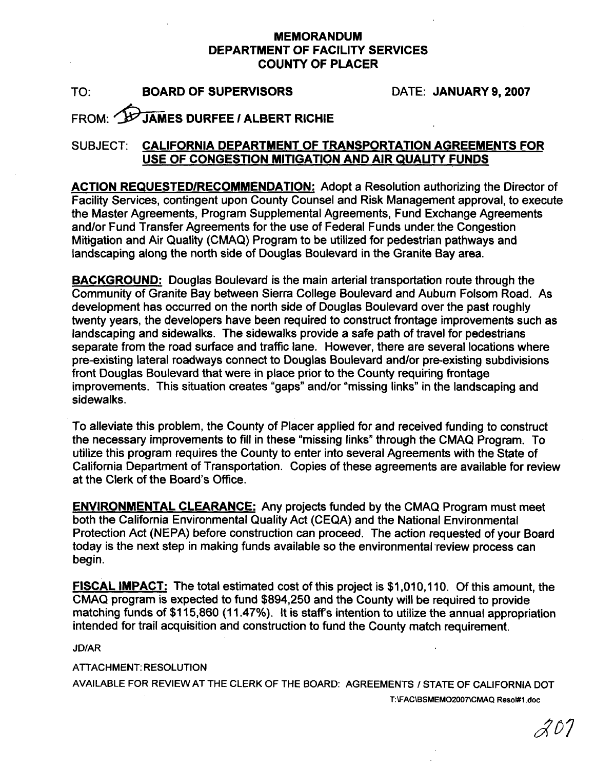# MEMORANDUM
# DEPARTMENT OF FACILITY SERVICES
# COUNTY OF PLACER

TO: **BOARD OF SUPERVISORS** DATE: **JANUARY 9, 2007**

FROM: **JAMES DURFEE / ALBERT RICHIE**

SUBJECT: **CALIFORNIA DEPARTMENT OF TRANSPORTATION AGREEMENTS FOR USE OF CONGESTION MITIGATION AND AIR QUALITY FUNDS**

**ACTION REQUESTED/RECOMMENDATION:** Adopt a Resolution authorizing the Director of Facility Services, contingent upon County Counsel and Risk Management approval, to execute the Master Agreements, Program Supplemental Agreements, Fund Exchange Agreements and/or Fund Transfer Agreements for the use of Federal Funds under the Congestion Mitigation and Air Quality (CMAQ) Program to be utilized for pedestrian pathways and landscaping along the north side of Douglas Boulevard in the Granite Bay area.

**BACKGROUND:** Douglas Boulevard is the main arterial transportation route through the Community of Granite Bay between Sierra College Boulevard and Auburn Folsom Road. As development has occurred on the north side of Douglas Boulevard over the past roughly twenty years, the developers have been required to construct frontage improvements such as landscaping and sidewalks. The sidewalks provide a safe path of travel for pedestrians separate from the road surface and traffic lane. However, there are several locations where pre-existing lateral roadways connect to Douglas Boulevard and/or pre-existing subdivisions front Douglas Boulevard that were in place prior to the County requiring frontage improvements. This situation creates "gaps" and/or "missing links" in the landscaping and sidewalks.

To alleviate this problem, the County of Placer applied for and received funding to construct the necessary improvements to fill in these "missing links" through the CMAQ Program. To utilize this program requires the County to enter into several Agreements with the State of California Department of Transportation. Copies of these agreements are available for review at the Clerk of the Board's Office.

**ENVIRONMENTAL CLEARANCE:** Any projects funded by the CMAQ Program must meet both the California Environmental Quality Act (CEQA) and the National Environmental Protection Act (NEPA) before construction can proceed. The action requested of your Board today is the next step in making funds available so the environmental review process can begin.

**FISCAL IMPACT:** The total estimated cost of this project is $1,010,110. Of this amount, the CMAQ program is expected to fund $894,250 and the County will be required to provide matching funds of $115,860 (11.47%). It is staff's intention to utilize the annual appropriation intended for trail acquisition and construction to fund the County match requirement.

JD/AR

ATTACHMENT: RESOLUTION

AVAILABLE FOR REVIEW AT THE CLERK OF THE BOARD: AGREEMENTS / STATE OF CALIFORNIA DOT

T:\FAC\BSMEMO2007\CMAQ Resol#1.doc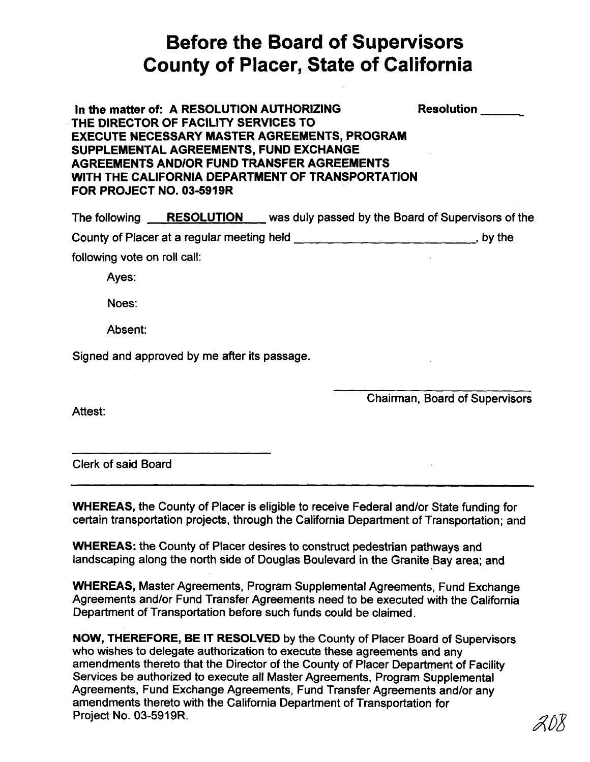# Before the Board of Supervisors
# County of Placer, State of California

**In the matter of: A RESOLUTION AUTHORIZING THE DIRECTOR OF FACILITY SERVICES TO EXECUTE NECESSARY MASTER AGREEMENTS, PROGRAM SUPPLEMENTAL AGREEMENTS, FUND EXCHANGE AGREEMENTS AND/OR FUND TRANSFER AGREEMENTS WITH THE CALIFORNIA DEPARTMENT OF TRANSPORTATION FOR PROJECT NO. 03-5919R**

**Resolution ______**

The following **RESOLUTION** was duly passed by the Board of Supervisors of the County of Placer at a regular meeting held ____________________________, by the following vote on roll call:

Ayes:

Noes:

Absent:

Signed and approved by me after its passage.

______________________________
Chairman, Board of Supervisors

Attest:

______________________________
Clerk of said Board

---

**WHEREAS,** the County of Placer is eligible to receive Federal and/or State funding for certain transportation projects, through the California Department of Transportation; and

**WHEREAS:** the County of Placer desires to construct pedestrian pathways and landscaping along the north side of Douglas Boulevard in the Granite Bay area; and

**WHEREAS,** Master Agreements, Program Supplemental Agreements, Fund Exchange Agreements and/or Fund Transfer Agreements need to be executed with the California Department of Transportation before such funds could be claimed.

**NOW, THEREFORE, BE IT RESOLVED** by the County of Placer Board of Supervisors who wishes to delegate authorization to execute these agreements and any amendments thereto that the Director of the County of Placer Department of Facility Services be authorized to execute all Master Agreements, Program Supplemental Agreements, Fund Exchange Agreements, Fund Transfer Agreements and/or any amendments thereto with the California Department of Transportation for Project No. 03-5919R.